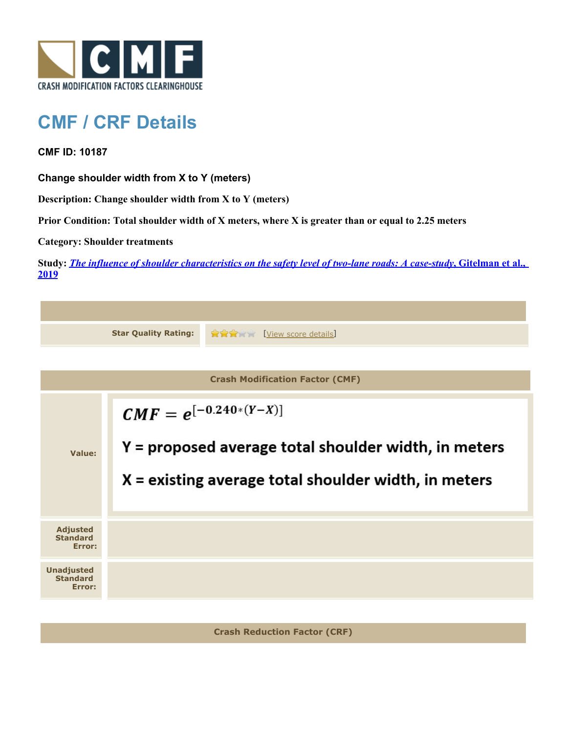# CMF / CRF Details

**CMF ID: 10187**

**Change shoulder width from X to Y (meters)**

**Description: Change shoulder width from X to Y (meters)**

**Prior Condition: Total shoulder width of X meters, where X is greater than or equal to 2.25 meters**

**Category: Shoulder treatments**

**Study:** ***The influence of shoulder characteristics on the safety level of two-lane roads: A case-study*, Gitelman et al., 2019**

| | |
|---|---|
| **Star Quality Rating:** | [View score details] |

| Crash Modification Factor (CMF) | |
|---|---|
| **Value:** | $$CMF = e^{[-0.240*(Y-X)]}$$ Y = proposed average total shoulder width, in meters<br>X = existing average total shoulder width, in meters |
| **Adjusted Standard Error:** | |
| **Unadjusted Standard Error:** | |

| Crash Reduction Factor (CRF) |
|---|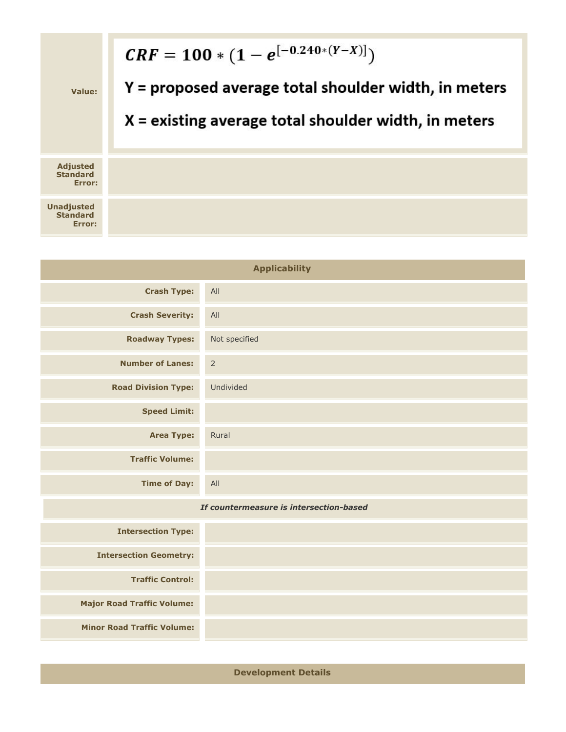| | |
|---|---|
| **Value:** | $$CRF = 100 * (1 - e^{[-0.240*(Y-X)]})$$ Y = proposed average total shoulder width, in meters<br>X = existing average total shoulder width, in meters |
| **Adjusted Standard Error:** | |
| **Unadjusted Standard Error:** | |

| Applicability | |
|---|---|
| **Crash Type:** | All |
| **Crash Severity:** | All |
| **Roadway Types:** | Not specified |
| **Number of Lanes:** | 2 |
| **Road Division Type:** | Undivided |
| **Speed Limit:** | |
| **Area Type:** | Rural |
| **Traffic Volume:** | |
| **Time of Day:** | All |
| ***If countermeasure is intersection-based*** | |
| **Intersection Type:** | |
| **Intersection Geometry:** | |
| **Traffic Control:** | |
| **Major Road Traffic Volume:** | |
| **Minor Road Traffic Volume:** | |

## Development Details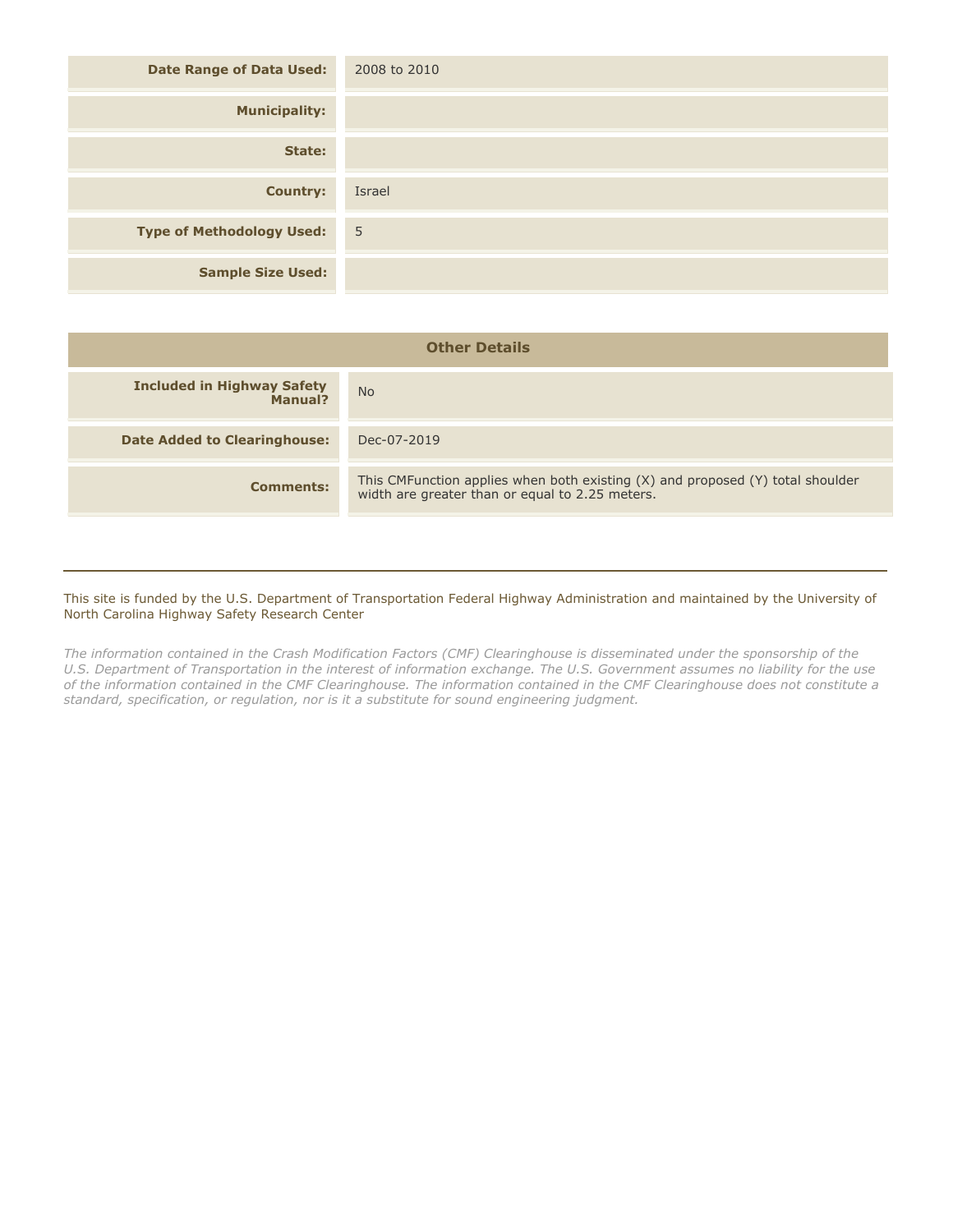| | |
|---|---|
| **Date Range of Data Used:** | 2008 to 2010 |
| **Municipality:** | |
| **State:** | |
| **Country:** | Israel |
| **Type of Methodology Used:** | 5 |
| **Sample Size Used:** | |

| **Other Details** | |
|---|---|
| **Included in Highway Safety Manual?** | No |
| **Date Added to Clearinghouse:** | Dec-07-2019 |
| **Comments:** | This CMFunction applies when both existing (X) and proposed (Y) total shoulder width are greater than or equal to 2.25 meters. |

---

This site is funded by the U.S. Department of Transportation Federal Highway Administration and maintained by the University of North Carolina Highway Safety Research Center

*The information contained in the Crash Modification Factors (CMF) Clearinghouse is disseminated under the sponsorship of the U.S. Department of Transportation in the interest of information exchange. The U.S. Government assumes no liability for the use of the information contained in the CMF Clearinghouse. The information contained in the CMF Clearinghouse does not constitute a standard, specification, or regulation, nor is it a substitute for sound engineering judgment.*